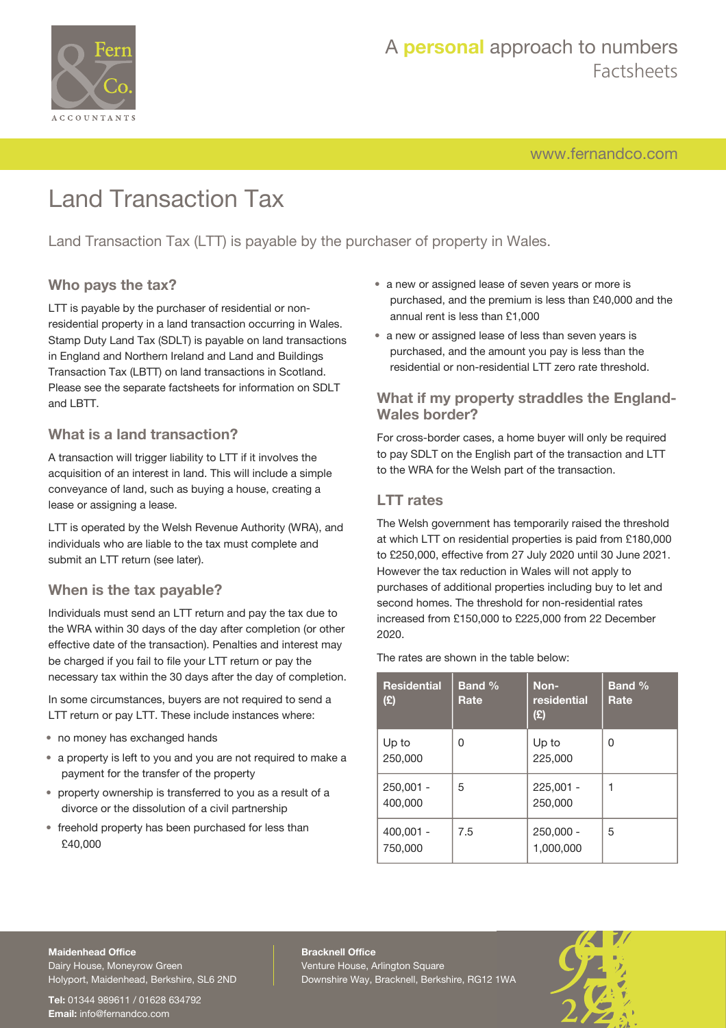# Land Transaction Tax

Land Transaction Tax (LTT) is payable by the purchaser of property in Wales.

## Who pays the tax?

LTT is payable by the purchaser of residential or non-residential property in a land transaction occurring in Wales. Stamp Duty Land Tax (SDLT) is payable on land transactions in England and Northern Ireland and Land and Buildings Transaction Tax (LBTT) on land transactions in Scotland. Please see the separate factsheets for information on SDLT and LBTT.

## What is a land transaction?

A transaction will trigger liability to LTT if it involves the acquisition of an interest in land. This will include a simple conveyance of land, such as buying a house, creating a lease or assigning a lease.

LTT is operated by the Welsh Revenue Authority (WRA), and individuals who are liable to the tax must complete and submit an LTT return (see later).

## When is the tax payable?

Individuals must send an LTT return and pay the tax due to the WRA within 30 days of the day after completion (or other effective date of the transaction). Penalties and interest may be charged if you fail to file your LTT return or pay the necessary tax within the 30 days after the day of completion.

In some circumstances, buyers are not required to send a LTT return or pay LTT. These include instances where:

- no money has exchanged hands
- a property is left to you and you are not required to make a payment for the transfer of the property
- property ownership is transferred to you as a result of a divorce or the dissolution of a civil partnership
- freehold property has been purchased for less than £40,000
- a new or assigned lease of seven years or more is purchased, and the premium is less than £40,000 and the annual rent is less than £1,000
- a new or assigned lease of less than seven years is purchased, and the amount you pay is less than the residential or non-residential LTT zero rate threshold.

## What if my property straddles the England-Wales border?

For cross-border cases, a home buyer will only be required to pay SDLT on the English part of the transaction and LTT to the WRA for the Welsh part of the transaction.

## LTT rates

The Welsh government has temporarily raised the threshold at which LTT on residential properties is paid from £180,000 to £250,000, effective from 27 July 2020 until 30 June 2021. However the tax reduction in Wales will not apply to purchases of additional properties including buy to let and second homes. The threshold for non-residential rates increased from £150,000 to £225,000 from 22 December 2020.

The rates are shown in the table below:

| Residential (£) | Band % Rate | Non-residential (£) | Band % Rate |
|---|---|---|---|
| Up to 250,000 | 0 | Up to 225,000 | 0 |
| 250,001 - 400,000 | 5 | 225,001 - 250,000 | 1 |
| 400,001 - 750,000 | 7.5 | 250,000 - 1,000,000 | 5 |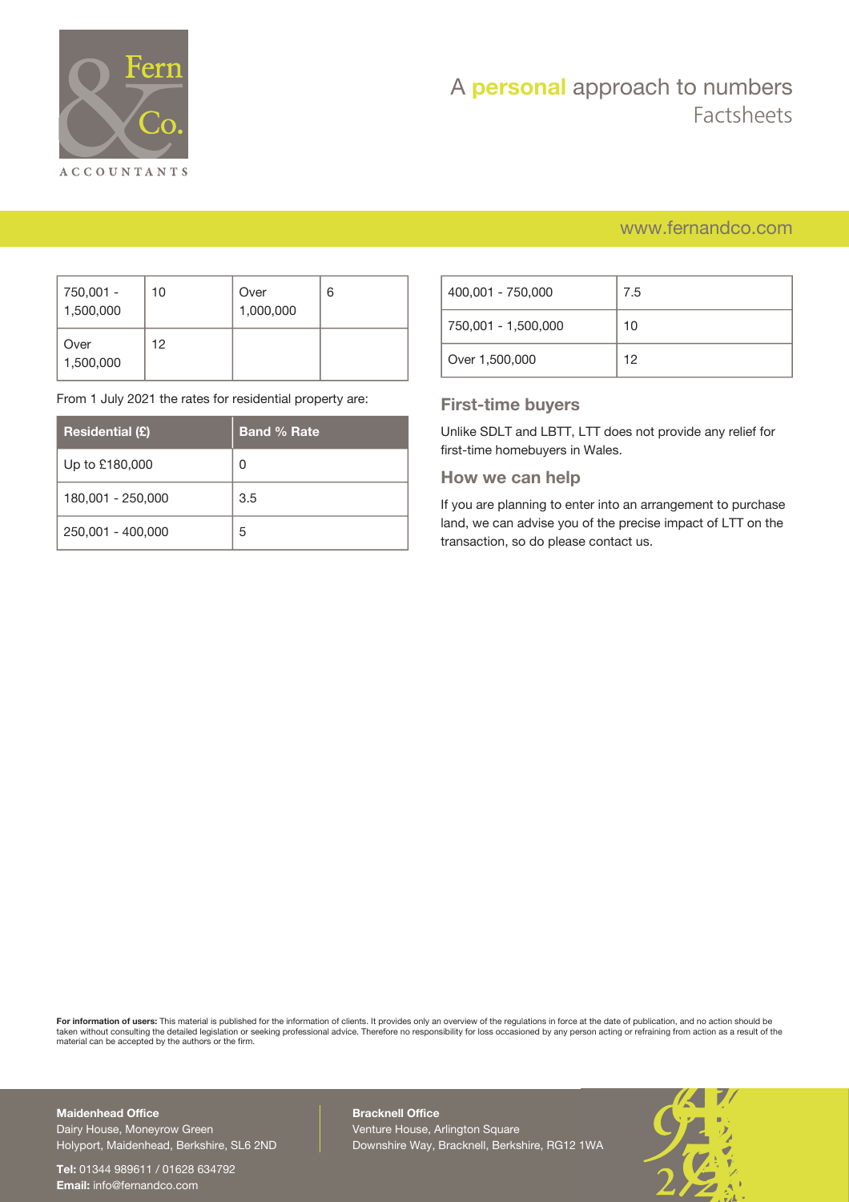| | | | |
|---|---|---|---|
| 750,001 - 1,500,000 | 10 | Over 1,000,000 | 6 |
| Over 1,500,000 | 12 | | |

From 1 July 2021 the rates for residential property are:

| Residential (£) | Band % Rate |
|---|---|
| Up to £180,000 | 0 |
| 180,001 - 250,000 | 3.5 |
| 250,001 - 400,000 | 5 |
| 400,001 - 750,000 | 7.5 |
| 750,001 - 1,500,000 | 10 |
| Over 1,500,000 | 12 |

## First-time buyers

Unlike SDLT and LBTT, LTT does not provide any relief for first-time homebuyers in Wales.

## How we can help

If you are planning to enter into an arrangement to purchase land, we can advise you of the precise impact of LTT on the transaction, so do please contact us.

**For information of users:** This material is published for the information of clients. It provides only an overview of the regulations in force at the date of publication, and no action should be taken without consulting the detailed legislation or seeking professional advice. Therefore no responsibility for loss occasioned by any person acting or refraining from action as a result of the material can be accepted by the authors or the firm.